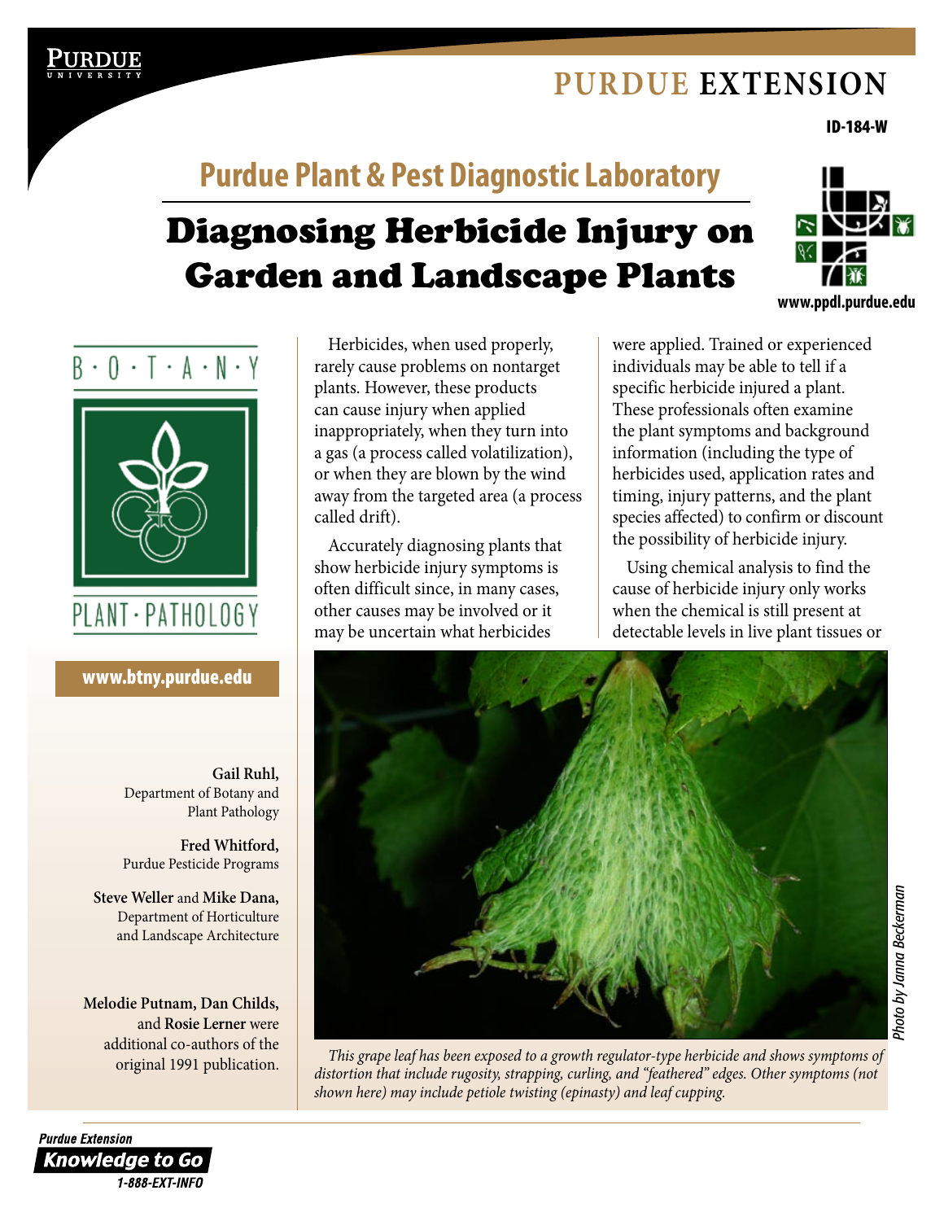PURDUE EXTENSION

ID-184-W

## Purdue Plant & Pest Diagnostic Laboratory

# Diagnosing Herbicide Injury on Garden and Landscape Plants

www.ppdl.purdue.edu

B·O·T·A·N·Y PLANT·PATHOLOGY

www.btny.purdue.edu

**Gail Ruhl,** Department of Botany and Plant Pathology

**Fred Whitford,** Purdue Pesticide Programs

**Steve Weller** and **Mike Dana,** Department of Horticulture and Landscape Architecture

**Melodie Putnam, Dan Childs,** and **Rosie Lerner** were additional co-authors of the original 1991 publication.

Herbicides, when used properly, rarely cause problems on nontarget plants. However, these products can cause injury when applied inappropriately, when they turn into a gas (a process called volatilization), or when they are blown by the wind away from the targeted area (a process called drift).

Accurately diagnosing plants that show herbicide injury symptoms is often difficult since, in many cases, other causes may be involved or it may be uncertain what herbicides were applied. Trained or experienced individuals may be able to tell if a specific herbicide injured a plant. These professionals often examine the plant symptoms and background information (including the type of herbicides used, application rates and timing, injury patterns, and the plant species affected) to confirm or discount the possibility of herbicide injury.

Using chemical analysis to find the cause of herbicide injury only works when the chemical is still present at detectable levels in live plant tissues or

Photo by Janna Beckerman

*This grape leaf has been exposed to a growth regulator-type herbicide and shows symptoms of distortion that include rugosity, strapping, curling, and "feathered" edges. Other symptoms (not shown here) may include petiole twisting (epinasty) and leaf cupping.*

Purdue Extension Knowledge to Go 1-888-EXT-INFO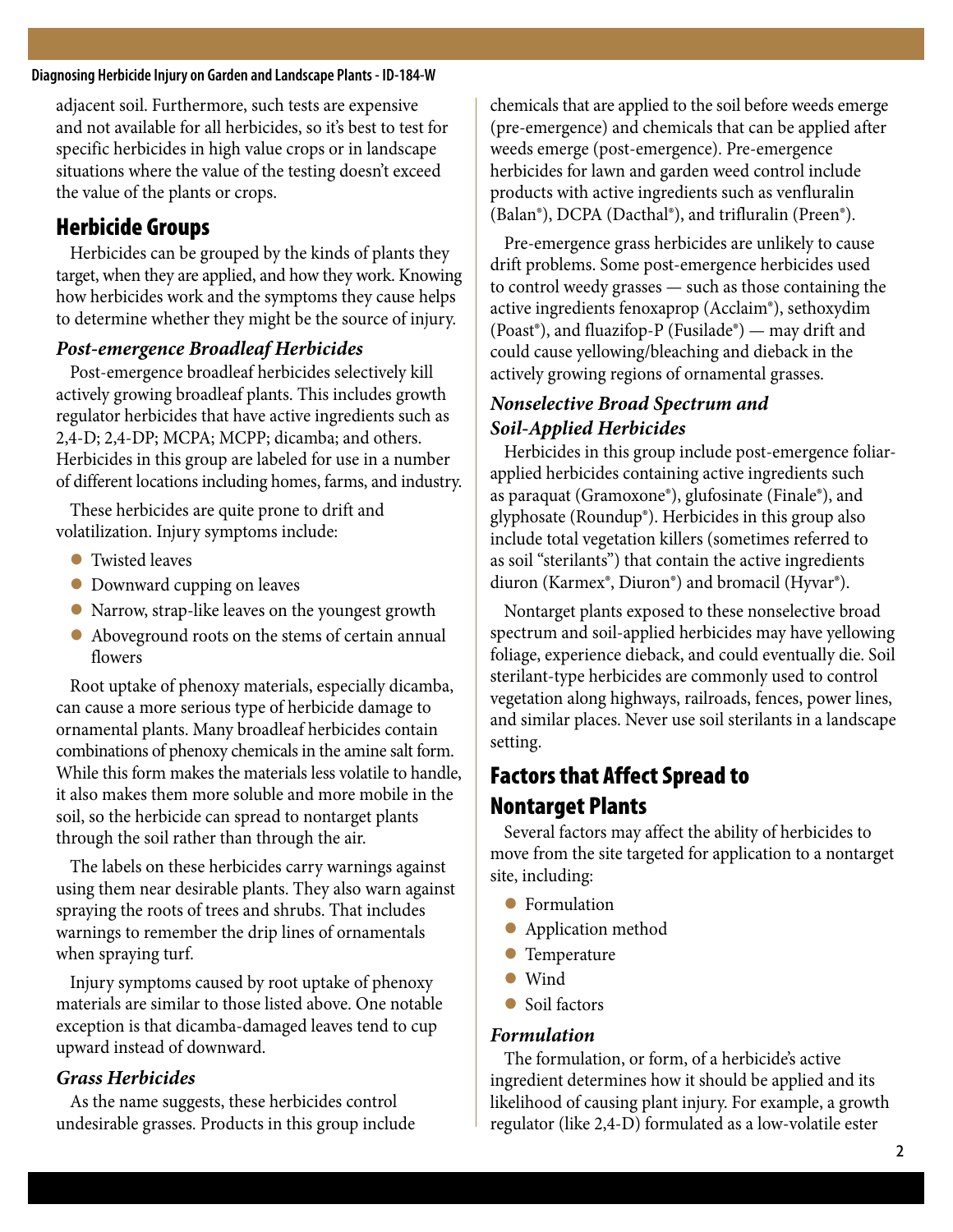adjacent soil. Furthermore, such tests are expensive and not available for all herbicides, so it's best to test for specific herbicides in high value crops or in landscape situations where the value of the testing doesn't exceed the value of the plants or crops.

## Herbicide Groups

Herbicides can be grouped by the kinds of plants they target, when they are applied, and how they work. Knowing how herbicides work and the symptoms they cause helps to determine whether they might be the source of injury.

### *Post-emergence Broadleaf Herbicides*

Post-emergence broadleaf herbicides selectively kill actively growing broadleaf plants. This includes growth regulator herbicides that have active ingredients such as 2,4-D; 2,4-DP; MCPA; MCPP; dicamba; and others. Herbicides in this group are labeled for use in a number of different locations including homes, farms, and industry.

These herbicides are quite prone to drift and volatilization. Injury symptoms include:

- Twisted leaves
- Downward cupping on leaves
- Narrow, strap-like leaves on the youngest growth
- Aboveground roots on the stems of certain annual flowers

Root uptake of phenoxy materials, especially dicamba, can cause a more serious type of herbicide damage to ornamental plants. Many broadleaf herbicides contain combinations of phenoxy chemicals in the amine salt form. While this form makes the materials less volatile to handle, it also makes them more soluble and more mobile in the soil, so the herbicide can spread to nontarget plants through the soil rather than through the air.

The labels on these herbicides carry warnings against using them near desirable plants. They also warn against spraying the roots of trees and shrubs. That includes warnings to remember the drip lines of ornamentals when spraying turf.

Injury symptoms caused by root uptake of phenoxy materials are similar to those listed above. One notable exception is that dicamba-damaged leaves tend to cup upward instead of downward.

### *Grass Herbicides*

As the name suggests, these herbicides control undesirable grasses. Products in this group include chemicals that are applied to the soil before weeds emerge (pre-emergence) and chemicals that can be applied after weeds emerge (post-emergence). Pre-emergence herbicides for lawn and garden weed control include products with active ingredients such as venfluralin (Balan®), DCPA (Dacthal®), and trifluralin (Preen®).

Pre-emergence grass herbicides are unlikely to cause drift problems. Some post-emergence herbicides used to control weedy grasses — such as those containing the active ingredients fenoxaprop (Acclaim®), sethoxydim (Poast®), and fluazifop-P (Fusilade®) — may drift and could cause yellowing/bleaching and dieback in the actively growing regions of ornamental grasses.

### *Nonselective Broad Spectrum and Soil-Applied Herbicides*

Herbicides in this group include post-emergence foliar-applied herbicides containing active ingredients such as paraquat (Gramoxone®), glufosinate (Finale®), and glyphosate (Roundup®). Herbicides in this group also include total vegetation killers (sometimes referred to as soil "sterilants") that contain the active ingredients diuron (Karmex®, Diuron®) and bromacil (Hyvar®).

Nontarget plants exposed to these nonselective broad spectrum and soil-applied herbicides may have yellowing foliage, experience dieback, and could eventually die. Soil sterilant-type herbicides are commonly used to control vegetation along highways, railroads, fences, power lines, and similar places. Never use soil sterilants in a landscape setting.

## Factors that Affect Spread to Nontarget Plants

Several factors may affect the ability of herbicides to move from the site targeted for application to a nontarget site, including:

- Formulation
- Application method
- Temperature
- Wind
- Soil factors

### *Formulation*

The formulation, or form, of a herbicide's active ingredient determines how it should be applied and its likelihood of causing plant injury. For example, a growth regulator (like 2,4-D) formulated as a low-volatile ester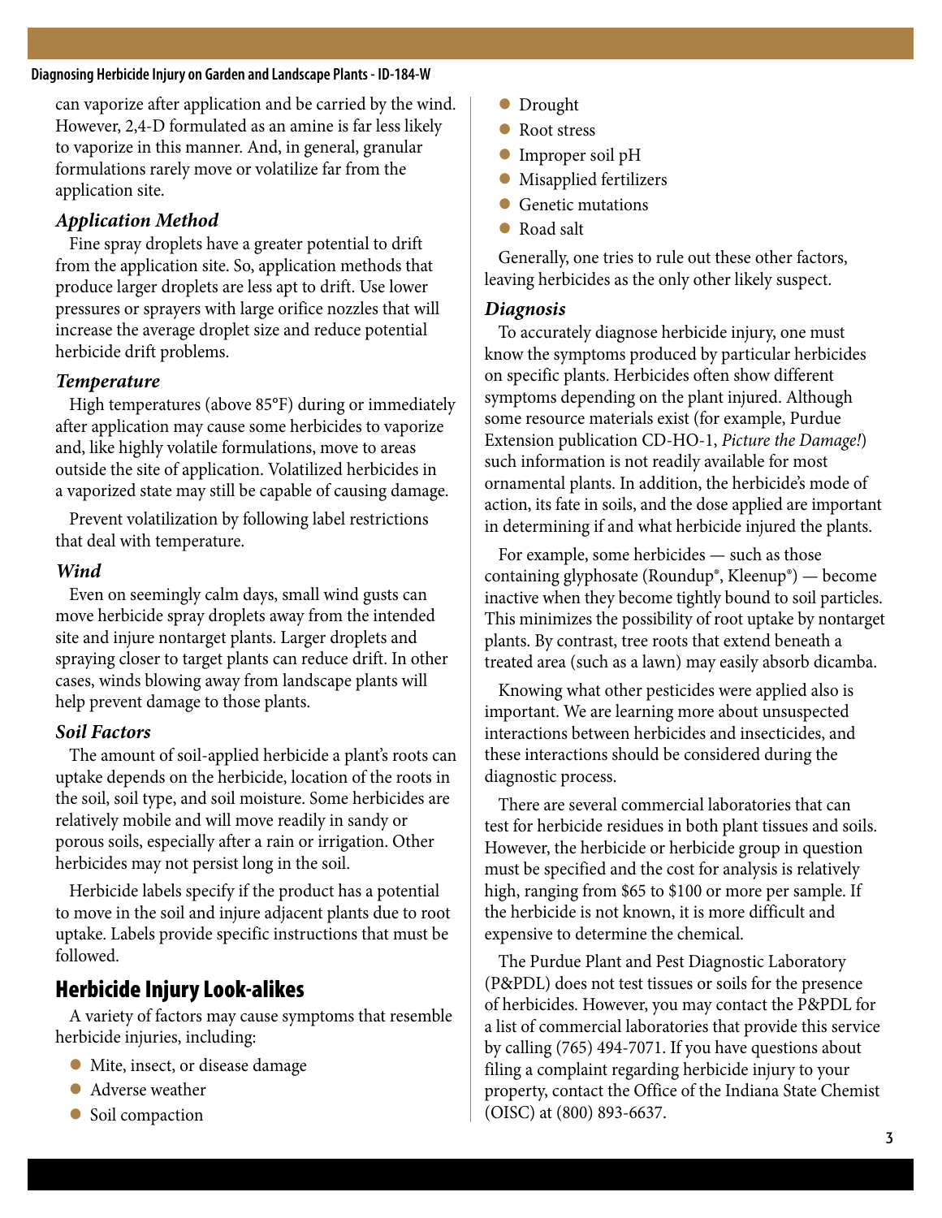can vaporize after application and be carried by the wind. However, 2,4-D formulated as an amine is far less likely to vaporize in this manner. And, in general, granular formulations rarely move or volatilize far from the application site.

### *Application Method*

Fine spray droplets have a greater potential to drift from the application site. So, application methods that produce larger droplets are less apt to drift. Use lower pressures or sprayers with large orifice nozzles that will increase the average droplet size and reduce potential herbicide drift problems.

### *Temperature*

High temperatures (above 85°F) during or immediately after application may cause some herbicides to vaporize and, like highly volatile formulations, move to areas outside the site of application. Volatilized herbicides in a vaporized state may still be capable of causing damage.

Prevent volatilization by following label restrictions that deal with temperature.

### *Wind*

Even on seemingly calm days, small wind gusts can move herbicide spray droplets away from the intended site and injure nontarget plants. Larger droplets and spraying closer to target plants can reduce drift. In other cases, winds blowing away from landscape plants will help prevent damage to those plants.

### *Soil Factors*

The amount of soil-applied herbicide a plant's roots can uptake depends on the herbicide, location of the roots in the soil, soil type, and soil moisture. Some herbicides are relatively mobile and will move readily in sandy or porous soils, especially after a rain or irrigation. Other herbicides may not persist long in the soil.

Herbicide labels specify if the product has a potential to move in the soil and injure adjacent plants due to root uptake. Labels provide specific instructions that must be followed.

## Herbicide Injury Look-alikes

A variety of factors may cause symptoms that resemble herbicide injuries, including:

- Mite, insect, or disease damage
- Adverse weather
- Soil compaction
- Drought
- Root stress
- Improper soil pH
- Misapplied fertilizers
- Genetic mutations
- Road salt

Generally, one tries to rule out these other factors, leaving herbicides as the only other likely suspect.

### *Diagnosis*

To accurately diagnose herbicide injury, one must know the symptoms produced by particular herbicides on specific plants. Herbicides often show different symptoms depending on the plant injured. Although some resource materials exist (for example, Purdue Extension publication CD-HO-1, *Picture the Damage!*) such information is not readily available for most ornamental plants. In addition, the herbicide's mode of action, its fate in soils, and the dose applied are important in determining if and what herbicide injured the plants.

For example, some herbicides — such as those containing glyphosate (Roundup®, Kleenup®) — become inactive when they become tightly bound to soil particles. This minimizes the possibility of root uptake by nontarget plants. By contrast, tree roots that extend beneath a treated area (such as a lawn) may easily absorb dicamba.

Knowing what other pesticides were applied also is important. We are learning more about unsuspected interactions between herbicides and insecticides, and these interactions should be considered during the diagnostic process.

There are several commercial laboratories that can test for herbicide residues in both plant tissues and soils. However, the herbicide or herbicide group in question must be specified and the cost for analysis is relatively high, ranging from $65 to $100 or more per sample. If the herbicide is not known, it is more difficult and expensive to determine the chemical.

The Purdue Plant and Pest Diagnostic Laboratory (P&PDL) does not test tissues or soils for the presence of herbicides. However, you may contact the P&PDL for a list of commercial laboratories that provide this service by calling (765) 494-7071. If you have questions about filing a complaint regarding herbicide injury to your property, contact the Office of the Indiana State Chemist (OISC) at (800) 893-6637.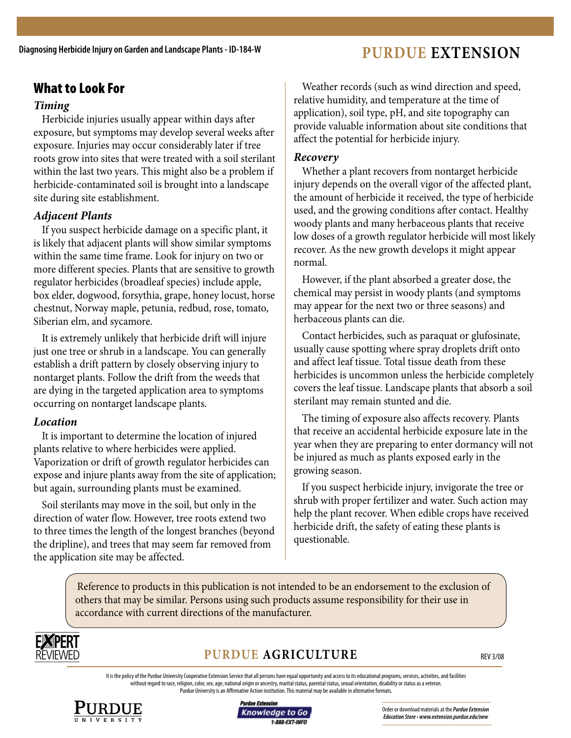## What to Look For

### *Timing*

Herbicide injuries usually appear within days after exposure, but symptoms may develop several weeks after exposure. Injuries may occur considerably later if tree roots grow into sites that were treated with a soil sterilant within the last two years. This might also be a problem if herbicide-contaminated soil is brought into a landscape site during site establishment.

### *Adjacent Plants*

If you suspect herbicide damage on a specific plant, it is likely that adjacent plants will show similar symptoms within the same time frame. Look for injury on two or more different species. Plants that are sensitive to growth regulator herbicides (broadleaf species) include apple, box elder, dogwood, forsythia, grape, honey locust, horse chestnut, Norway maple, petunia, redbud, rose, tomato, Siberian elm, and sycamore.

It is extremely unlikely that herbicide drift will injure just one tree or shrub in a landscape. You can generally establish a drift pattern by closely observing injury to nontarget plants. Follow the drift from the weeds that are dying in the targeted application area to symptoms occurring on nontarget landscape plants.

### *Location*

It is important to determine the location of injured plants relative to where herbicides were applied. Vaporization or drift of growth regulator herbicides can expose and injure plants away from the site of application; but again, surrounding plants must be examined.

Soil sterilants may move in the soil, but only in the direction of water flow. However, tree roots extend two to three times the length of the longest branches (beyond the dripline), and trees that may seem far removed from the application site may be affected.

Weather records (such as wind direction and speed, relative humidity, and temperature at the time of application), soil type, pH, and site topography can provide valuable information about site conditions that affect the potential for herbicide injury.

### *Recovery*

Whether a plant recovers from nontarget herbicide injury depends on the overall vigor of the affected plant, the amount of herbicide it received, the type of herbicide used, and the growing conditions after contact. Healthy woody plants and many herbaceous plants that receive low doses of a growth regulator herbicide will most likely recover. As the new growth develops it might appear normal.

However, if the plant absorbed a greater dose, the chemical may persist in woody plants (and symptoms may appear for the next two or three seasons) and herbaceous plants can die.

Contact herbicides, such as paraquat or glufosinate, usually cause spotting where spray droplets drift onto and affect leaf tissue. Total tissue death from these herbicides is uncommon unless the herbicide completely covers the leaf tissue. Landscape plants that absorb a soil sterilant may remain stunted and die.

The timing of exposure also affects recovery. Plants that receive an accidental herbicide exposure late in the year when they are preparing to enter dormancy will not be injured as much as plants exposed early in the growing season.

If you suspect herbicide injury, invigorate the tree or shrub with proper fertilizer and water. Such action may help the plant recover. When edible crops have received herbicide drift, the safety of eating these plants is questionable.

Reference to products in this publication is not intended to be an endorsement to the exclusion of others that may be similar. Persons using such products assume responsibility for their use in accordance with current directions of the manufacturer.

EXPERT REVIEWED

PURDUE AGRICULTURE

REV 3/08

It is the policy of the Purdue University Cooperative Extension Service that all persons have equal opportunity and access to its educational programs, services, activities, and facilities without regard to race, religion, color, sex, age, national origin or ancestry, marital status, parental status, sexual orientation, disability or status as a veteran. Purdue University is an Affirmative Action institution. This material may be available in alternative formats.

Purdue Extension Knowledge to Go 1-888-EXT-INFO

Order or download materials at the *Purdue Extension Education Store • www.extension.purdue.edu/new*